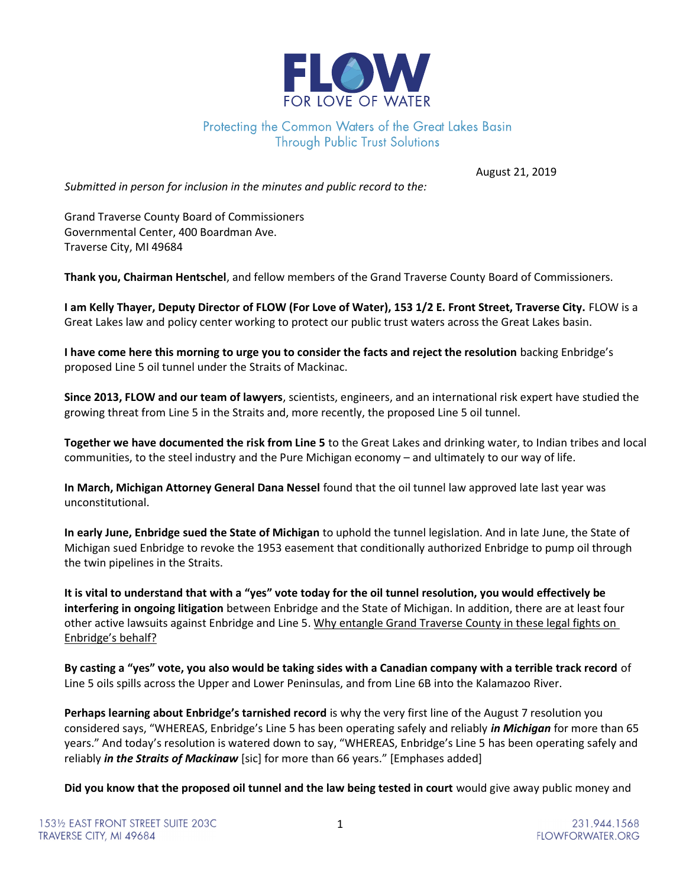# FLOW

FOR LOVE OF WATER

Protecting the Common Waters of the Great Lakes Basin
Through Public Trust Solutions

August 21, 2019

*Submitted in person for inclusion in the minutes and public record to the:*

Grand Traverse County Board of Commissioners
Governmental Center, 400 Boardman Ave.
Traverse City, MI 49684

**Thank you, Chairman Hentschel**, and fellow members of the Grand Traverse County Board of Commissioners.

**I am Kelly Thayer, Deputy Director of FLOW (For Love of Water), 153 1/2 E. Front Street, Traverse City.** FLOW is a Great Lakes law and policy center working to protect our public trust waters across the Great Lakes basin.

**I have come here this morning to urge you to consider the facts and reject the resolution** backing Enbridge's proposed Line 5 oil tunnel under the Straits of Mackinac.

**Since 2013, FLOW and our team of lawyers**, scientists, engineers, and an international risk expert have studied the growing threat from Line 5 in the Straits and, more recently, the proposed Line 5 oil tunnel.

**Together we have documented the risk from Line 5** to the Great Lakes and drinking water, to Indian tribes and local communities, to the steel industry and the Pure Michigan economy – and ultimately to our way of life.

**In March, Michigan Attorney General Dana Nessel** found that the oil tunnel law approved late last year was unconstitutional.

**In early June, Enbridge sued the State of Michigan** to uphold the tunnel legislation. And in late June, the State of Michigan sued Enbridge to revoke the 1953 easement that conditionally authorized Enbridge to pump oil through the twin pipelines in the Straits.

**It is vital to understand that with a "yes" vote today for the oil tunnel resolution, you would effectively be interfering in ongoing litigation** between Enbridge and the State of Michigan. In addition, there are at least four other active lawsuits against Enbridge and Line 5. <u>Why entangle Grand Traverse County in these legal fights on Enbridge's behalf?</u>

**By casting a "yes" vote, you also would be taking sides with a Canadian company with a terrible track record** of Line 5 oils spills across the Upper and Lower Peninsulas, and from Line 6B into the Kalamazoo River.

**Perhaps learning about Enbridge's tarnished record** is why the very first line of the August 7 resolution you considered says, "WHEREAS, Enbridge's Line 5 has been operating safely and reliably ***in Michigan*** for more than 65 years." And today's resolution is watered down to say, "WHEREAS, Enbridge's Line 5 has been operating safely and reliably ***in the Straits of Mackinaw*** [sic] for more than 66 years." [Emphases added]

**Did you know that the proposed oil tunnel and the law being tested in court** would give away public money and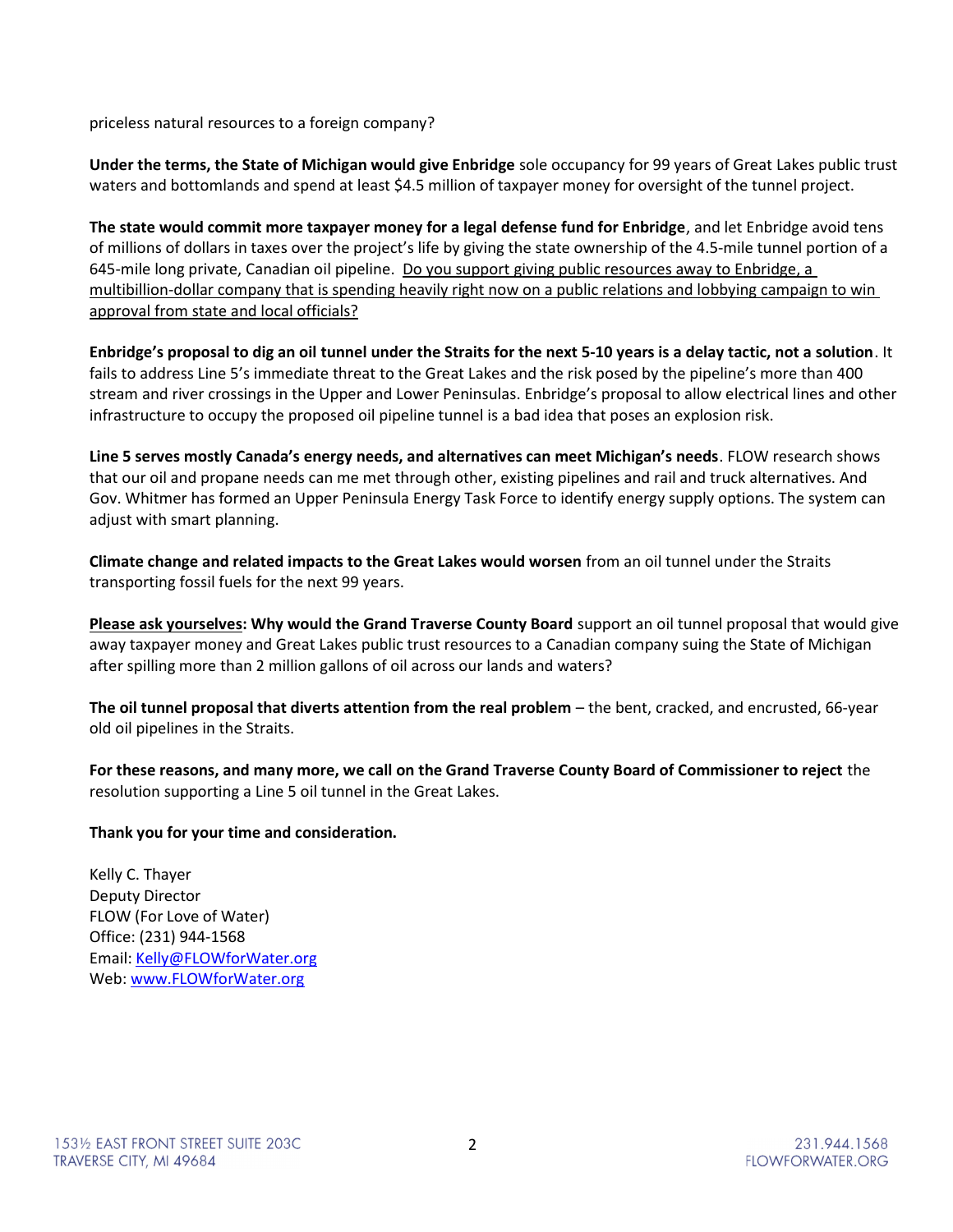priceless natural resources to a foreign company?

**Under the terms, the State of Michigan would give Enbridge** sole occupancy for 99 years of Great Lakes public trust waters and bottomlands and spend at least $4.5 million of taxpayer money for oversight of the tunnel project.

**The state would commit more taxpayer money for a legal defense fund for Enbridge**, and let Enbridge avoid tens of millions of dollars in taxes over the project's life by giving the state ownership of the 4.5-mile tunnel portion of a 645-mile long private, Canadian oil pipeline. <u>Do you support giving public resources away to Enbridge, a multibillion-dollar company that is spending heavily right now on a public relations and lobbying campaign to win approval from state and local officials?</u>

**Enbridge's proposal to dig an oil tunnel under the Straits for the next 5-10 years is a delay tactic, not a solution**. It fails to address Line 5's immediate threat to the Great Lakes and the risk posed by the pipeline's more than 400 stream and river crossings in the Upper and Lower Peninsulas. Enbridge's proposal to allow electrical lines and other infrastructure to occupy the proposed oil pipeline tunnel is a bad idea that poses an explosion risk.

**Line 5 serves mostly Canada's energy needs, and alternatives can meet Michigan's needs**. FLOW research shows that our oil and propane needs can me met through other, existing pipelines and rail and truck alternatives. And Gov. Whitmer has formed an Upper Peninsula Energy Task Force to identify energy supply options. The system can adjust with smart planning.

**Climate change and related impacts to the Great Lakes would worsen** from an oil tunnel under the Straits transporting fossil fuels for the next 99 years.

**<u>Please ask yourselves</u>: Why would the Grand Traverse County Board** support an oil tunnel proposal that would give away taxpayer money and Great Lakes public trust resources to a Canadian company suing the State of Michigan after spilling more than 2 million gallons of oil across our lands and waters?

**The oil tunnel proposal that diverts attention from the real problem** – the bent, cracked, and encrusted, 66-year old oil pipelines in the Straits.

**For these reasons, and many more, we call on the Grand Traverse County Board of Commissioner to reject** the resolution supporting a Line 5 oil tunnel in the Great Lakes.

**Thank you for your time and consideration.**

Kelly C. Thayer
Deputy Director
FLOW (For Love of Water)
Office: (231) 944-1568
Email: Kelly@FLOWforWater.org
Web: www.FLOWforWater.org

153½ EAST FRONT STREET SUITE 203C
TRAVERSE CITY, MI 49684

231.944.1568
FLOWFORWATER.ORG